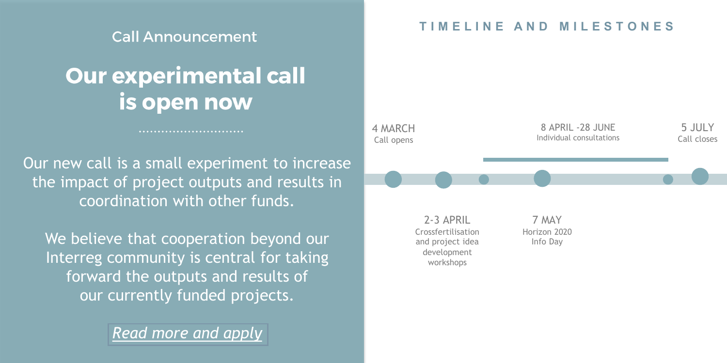Call Announcement

# Our experimental call is open now

Our new call is a small experiment to increase the impact of project outputs and results in coordination with other funds.

We believe that cooperation beyond our Interreg community is central for taking forward the outputs and results of our currently funded projects.

*Read more and apply*

## TIMELINE AND MILESTONES

- **4 MARCH** – Call opens
- **2-3 APRIL** – Crossfertilisation and project idea development workshops
- **8 APRIL - 28 JUNE** – Individual consultations
- **7 MAY** – Horizon 2020 Info Day
- **5 JULY** – Call closes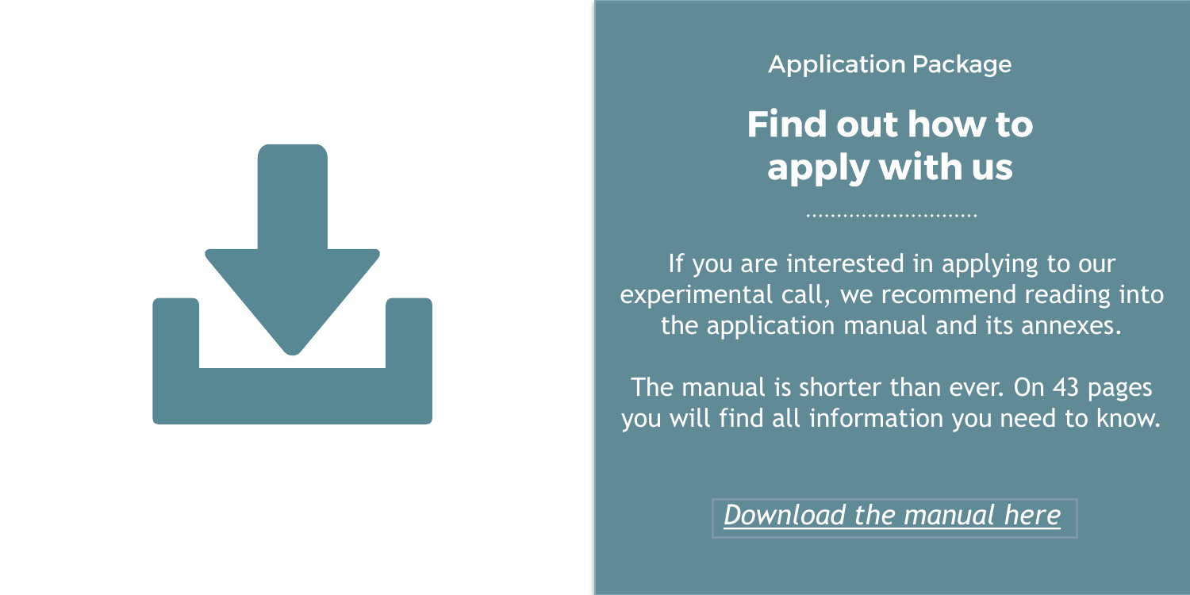Application Package

# Find out how to apply with us

If you are interested in applying to our experimental call, we recommend reading into the application manual and its annexes.

The manual is shorter than ever. On 43 pages you will find all information you need to know.

*Download the manual here*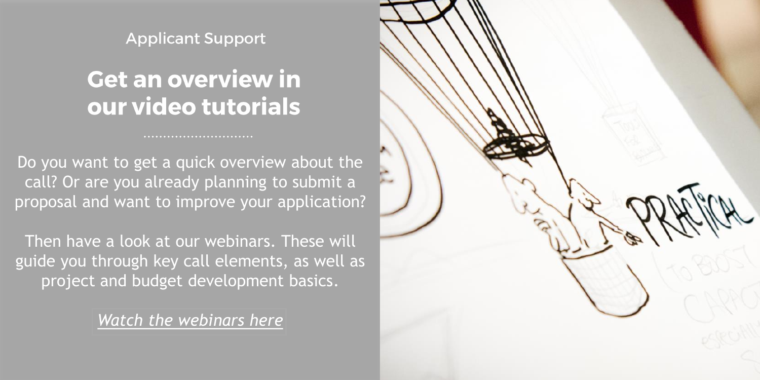Applicant Support

# Get an overview in our video tutorials

Do you want to get a quick overview about the call? Or are you already planning to submit a proposal and want to improve your application?

Then have a look at our webinars. These will guide you through key call elements, as well as project and budget development basics.

*Watch the webinars here*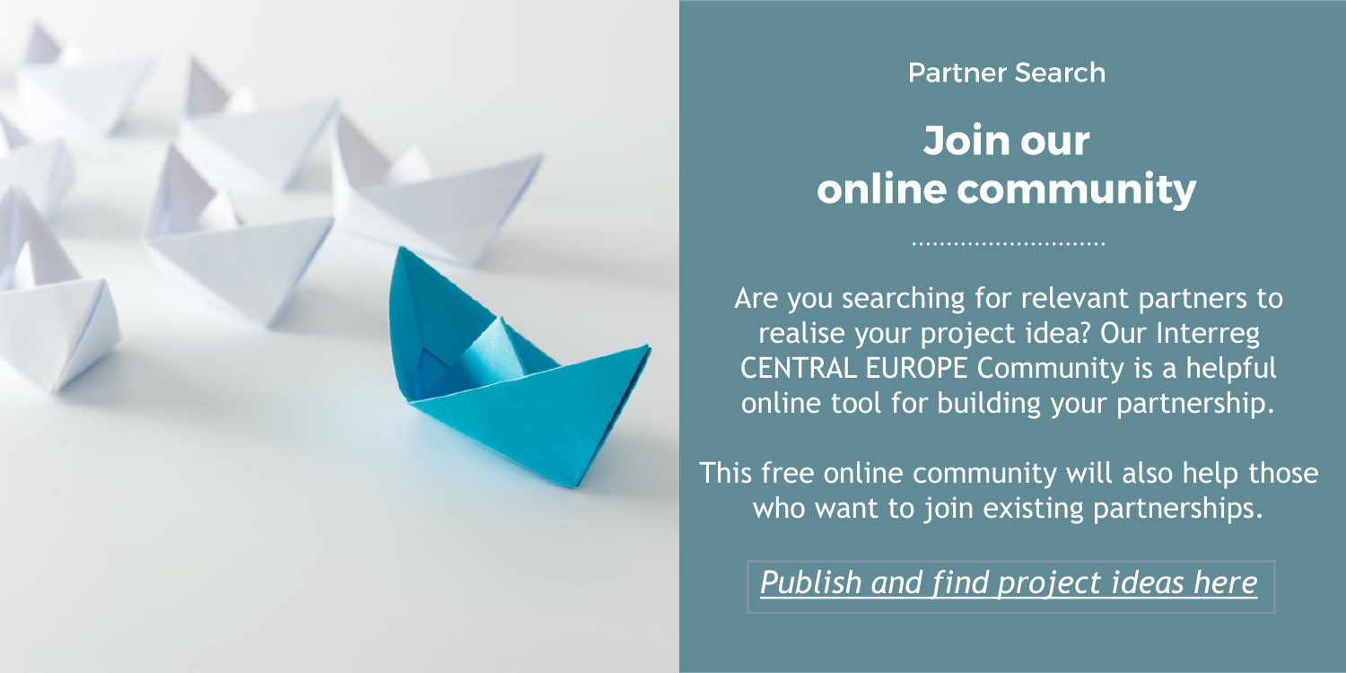Partner Search

# Join our online community

Are you searching for relevant partners to realise your project idea? Our Interreg CENTRAL EUROPE Community is a helpful online tool for building your partnership.

This free online community will also help those who want to join existing partnerships.

*Publish and find project ideas here*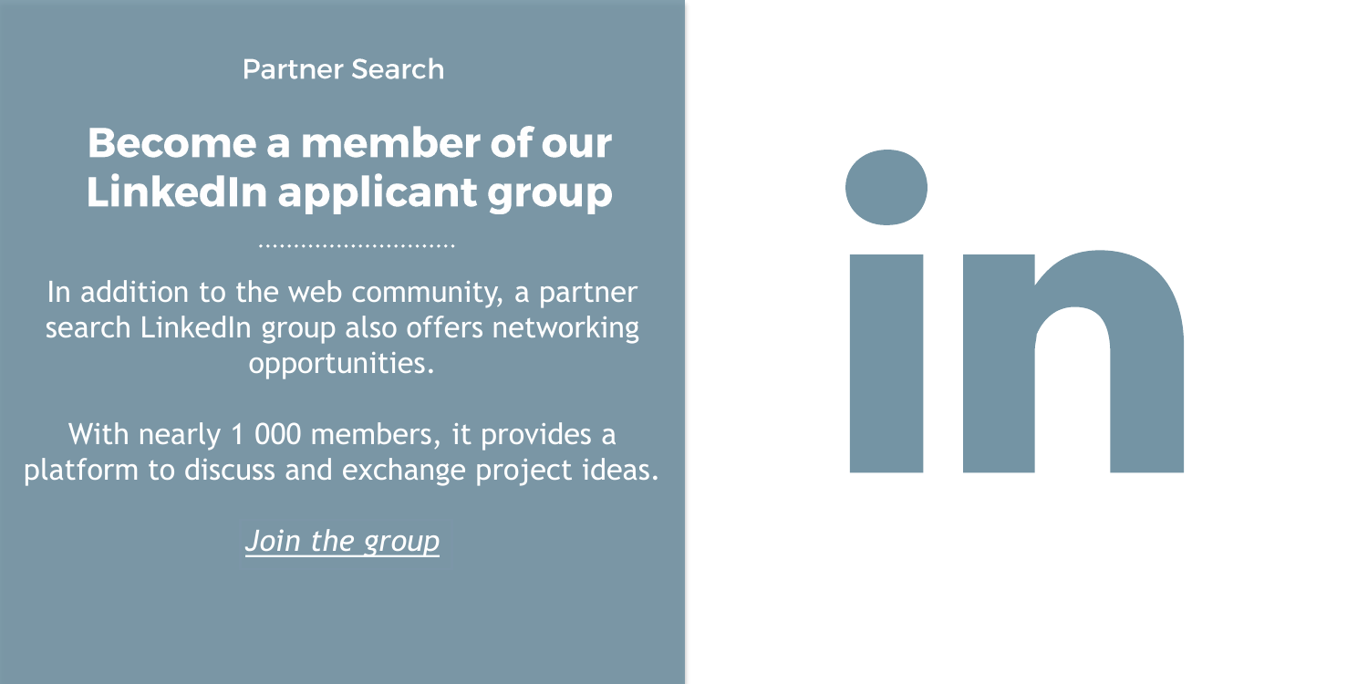Partner Search

## Become a member of our LinkedIn applicant group

In addition to the web community, a partner search LinkedIn group also offers networking opportunities.

With nearly 1 000 members, it provides a platform to discuss and exchange project ideas.

*Join the group*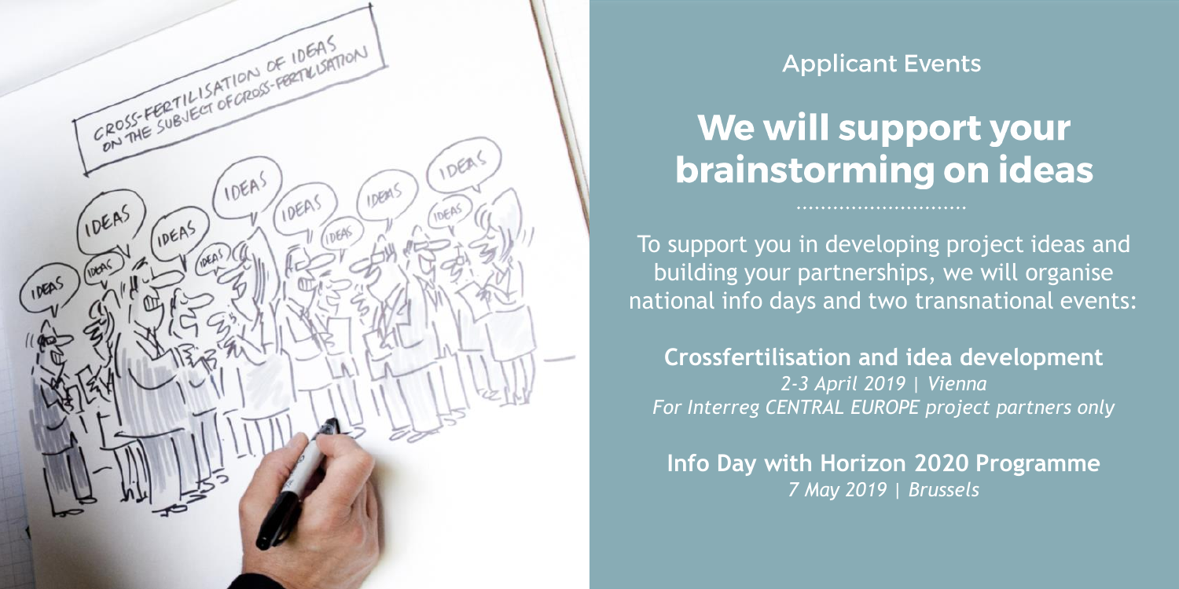Applicant Events

# We will support your brainstorming on ideas

To support you in developing project ideas and building your partnerships, we will organise national info days and two transnational events:

**Crossfertilisation and idea development**
*2-3 April 2019 | Vienna*
*For Interreg CENTRAL EUROPE project partners only*

**Info Day with Horizon 2020 Programme**
*7 May 2019 | Brussels*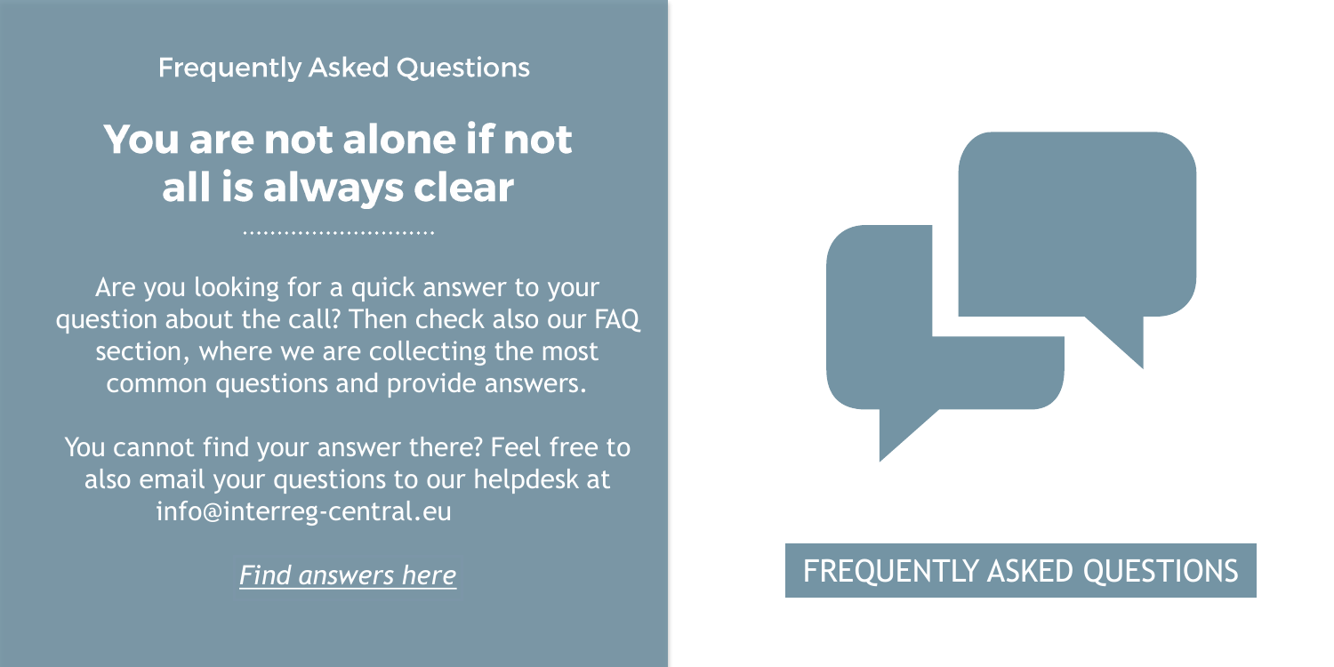Frequently Asked Questions

# You are not alone if not all is always clear

Are you looking for a quick answer to your question about the call? Then check also our FAQ section, where we are collecting the most common questions and provide answers.

You cannot find your answer there? Feel free to also email your questions to our helpdesk at info@interreg-central.eu

*Find answers here*

FREQUENTLY ASKED QUESTIONS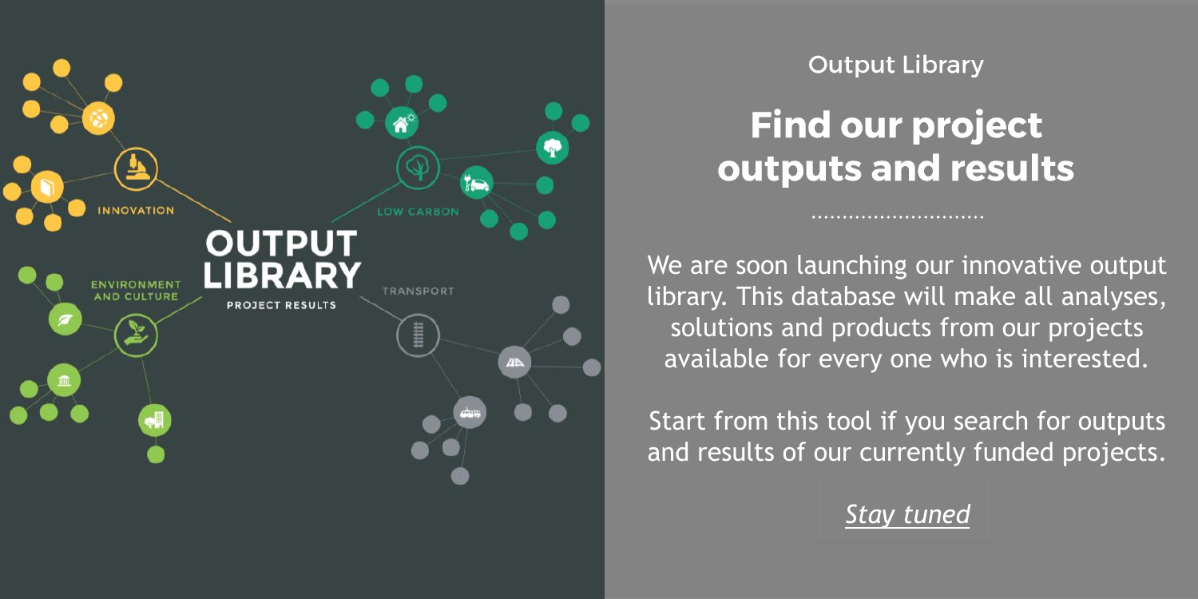OUTPUT LIBRARY

PROJECT RESULTS

INNOVATION

LOW CARBON

ENVIRONMENT AND CULTURE

TRANSPORT

Output Library

## Find our project outputs and results

We are soon launching our innovative output library. This database will make all analyses, solutions and products from our projects available for every one who is interested.

Start from this tool if you search for outputs and results of our currently funded projects.

*Stay tuned*